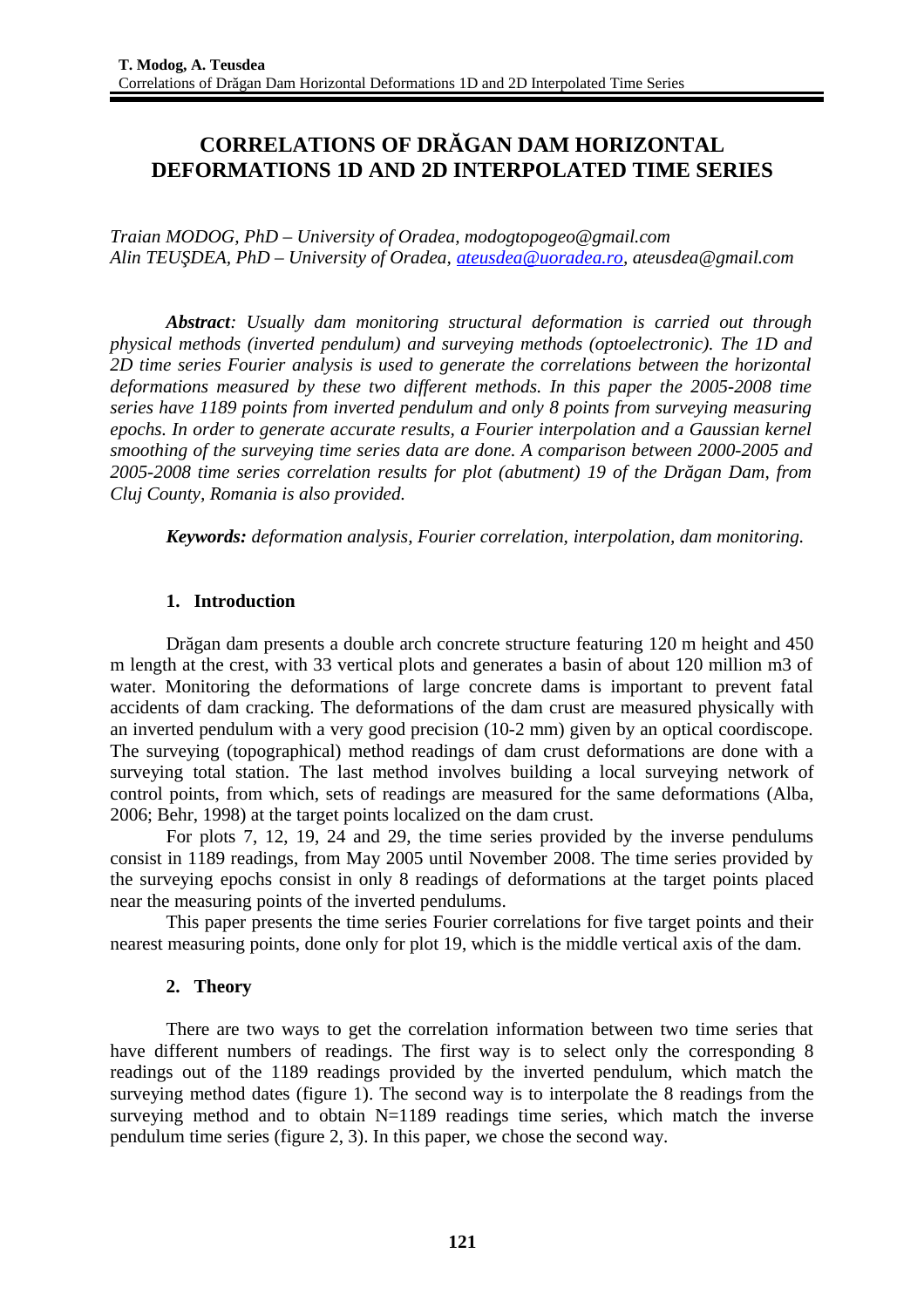# CORRELATIONS OF DRĂGAN DAM HORIZONTAL DEFORMATIONS 1D AND 2D INTERPOLATED TIME SERIES

*Traian MODOG, PhD – University of Oradea, modogtopogeo@gmail.com*
*Alin TEUŞDEA, PhD – University of Oradea, ateusdea@uoradea.ro, ateusdea@gmail.com*

***Abstract**: Usually dam monitoring structural deformation is carried out through physical methods (inverted pendulum) and surveying methods (optoelectronic). The 1D and 2D time series Fourier analysis is used to generate the correlations between the horizontal deformations measured by these two different methods. In this paper the 2005-2008 time series have 1189 points from inverted pendulum and only 8 points from surveying measuring epochs. In order to generate accurate results, a Fourier interpolation and a Gaussian kernel smoothing of the surveying time series data are done. A comparison between 2000-2005 and 2005-2008 time series correlation results for plot (abutment) 19 of the Drăgan Dam, from Cluj County, Romania is also provided.*

***Keywords:** deformation analysis, Fourier correlation, interpolation, dam monitoring.*

## 1. Introduction

Drăgan dam presents a double arch concrete structure featuring 120 m height and 450 m length at the crest, with 33 vertical plots and generates a basin of about 120 million m3 of water. Monitoring the deformations of large concrete dams is important to prevent fatal accidents of dam cracking. The deformations of the dam crust are measured physically with an inverted pendulum with a very good precision (10-2 mm) given by an optical coordiscope. The surveying (topographical) method readings of dam crust deformations are done with a surveying total station. The last method involves building a local surveying network of control points, from which, sets of readings are measured for the same deformations (Alba, 2006; Behr, 1998) at the target points localized on the dam crust.

For plots 7, 12, 19, 24 and 29, the time series provided by the inverse pendulums consist in 1189 readings, from May 2005 until November 2008. The time series provided by the surveying epochs consist in only 8 readings of deformations at the target points placed near the measuring points of the inverted pendulums.

This paper presents the time series Fourier correlations for five target points and their nearest measuring points, done only for plot 19, which is the middle vertical axis of the dam.

## 2. Theory

There are two ways to get the correlation information between two time series that have different numbers of readings. The first way is to select only the corresponding 8 readings out of the 1189 readings provided by the inverted pendulum, which match the surveying method dates (figure 1). The second way is to interpolate the 8 readings from the surveying method and to obtain N=1189 readings time series, which match the inverse pendulum time series (figure 2, 3). In this paper, we chose the second way.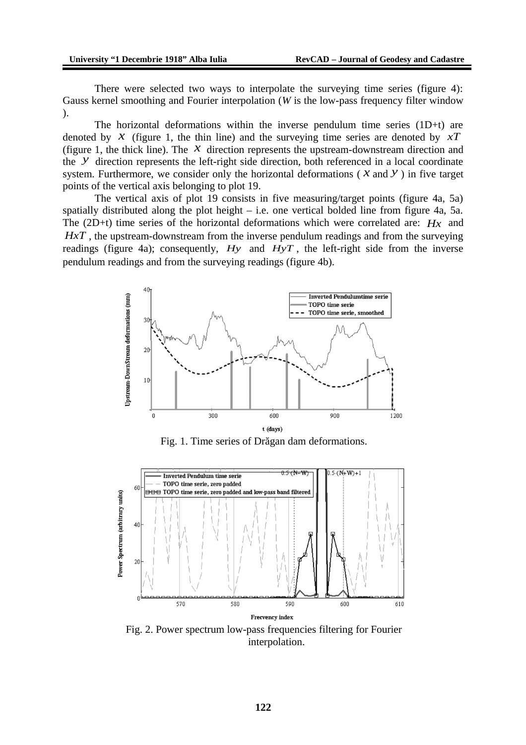There were selected two ways to interpolate the surveying time series (figure 4): Gauss kernel smoothing and Fourier interpolation (*W* is the low-pass frequency filter window ).

The horizontal deformations within the inverse pendulum time series (1D+t) are denoted by $x$ (figure 1, the thin line) and the surveying time series are denoted by $xT$ (figure 1, the thick line). The $x$ direction represents the upstream-downstream direction and the $y$ direction represents the left-right side direction, both referenced in a local coordinate system. Furthermore, we consider only the horizontal deformations ( $x$ and $y$ ) in five target points of the vertical axis belonging to plot 19.

The vertical axis of plot 19 consists in five measuring/target points (figure 4a, 5a) spatially distributed along the plot height – i.e. one vertical bolded line from figure 4a, 5a. The (2D+t) time series of the horizontal deformations which were correlated are: $Hx$ and $HxT$ , the upstream-downstream from the inverse pendulum readings and from the surveying readings (figure 4a); consequently, $Hy$ and $HyT$ , the left-right side from the inverse pendulum readings and from the surveying readings (figure 4b).

Upstream-DownStream deformations (mm)

40
30
20
10
0
300
600
900
1200

t (days)

Inverted Pendulumtime serie
TOPO time serie
TOPO time serie, smoothed

Fig. 1. Time series of Drăgan dam deformations.

Power Spectrum (arbitrary units)

60
40
20
0
570
580
590
600
610

Frecvency index

0.5·(N−W)
0.5·(N+W)+1

Inverted Pendulum time serie
TOPO time serie, zero padded
TOPO time serie, zero padded and low-pass band filtered

Fig. 2. Power spectrum low-pass frequencies filtering for Fourier interpolation.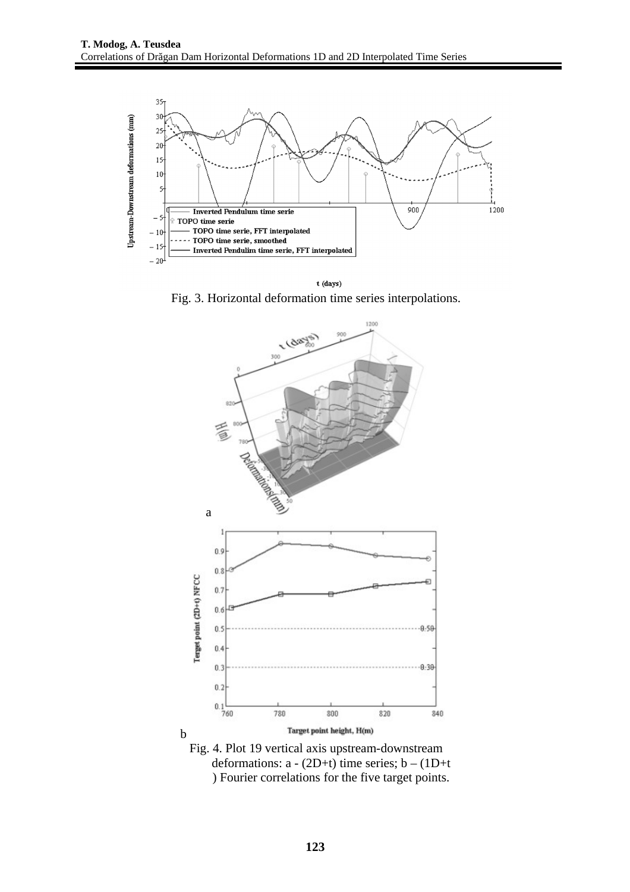Fig. 3. Horizontal deformation time series interpolations.

a

b

Fig. 4. Plot 19 vertical axis upstream-downstream deformations: a - (2D+t) time series; b – (1D+t ) Fourier correlations for the five target points.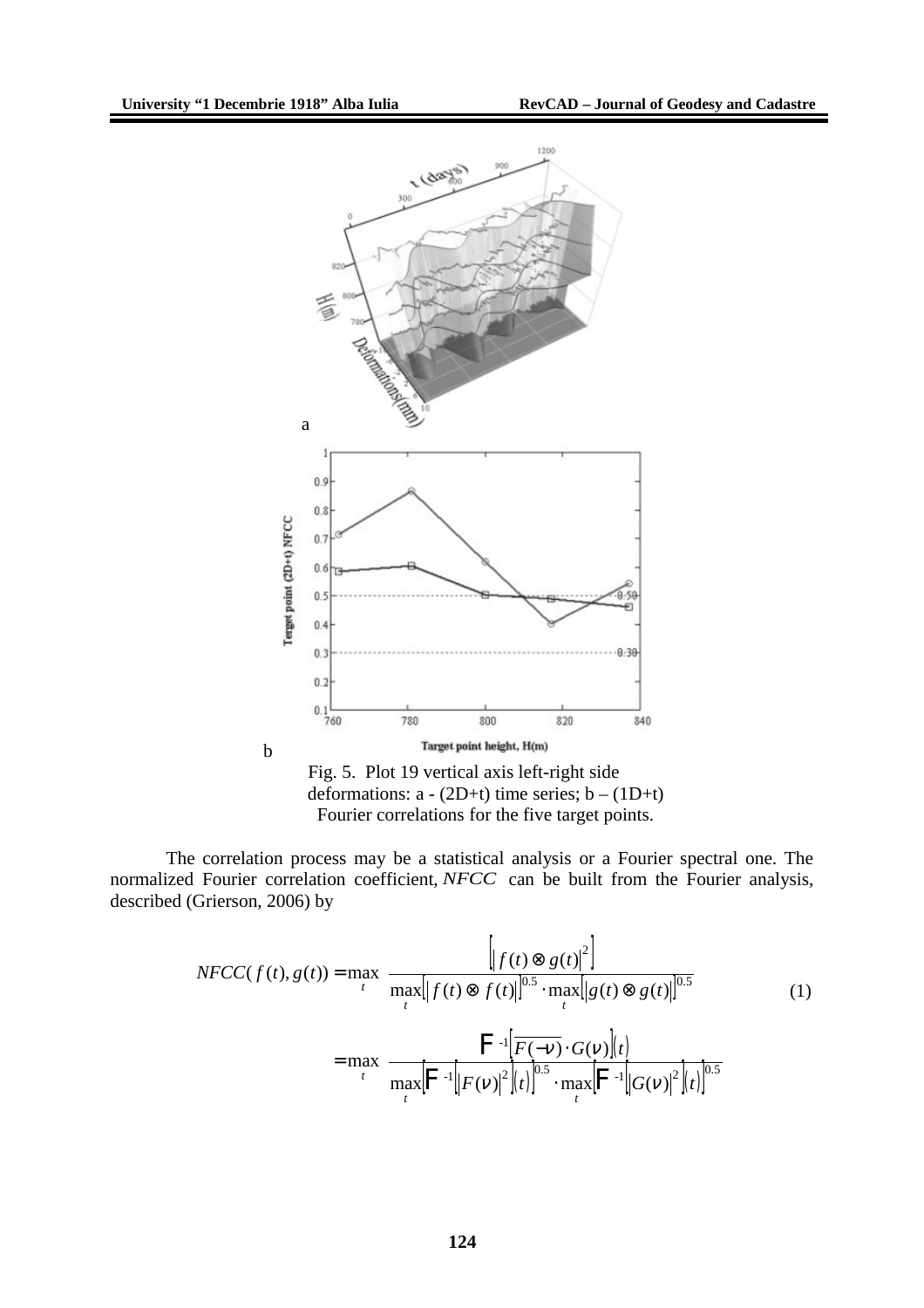t (days)
0
300
600
900
1200
H (m)
820
800
780
Deformations (mm)
10

a

Target point (2D+t) NFCC
1
0.9
0.8
0.7
0.6
0.5
0.4
0.3
0.2
0.1
760
780
800
820
840
0.50
0.30
Target point height, H(m)

b

Fig. 5. Plot 19 vertical axis left-right side deformations: a - (2D+t) time series; b – (1D+t) Fourier correlations for the five target points.

The correlation process may be a statistical analysis or a Fourier spectral one. The normalized Fourier correlation coefficient, $NFCC$ can be built from the Fourier analysis, described (Grierson, 2006) by

$$NFCC(f(t), g(t)) = \max_t \frac{\left[\left| f(t) \otimes g(t) \right|^2\right]}{\max_t \left[\left| f(t) \otimes f(t) \right|\right]^{0.5} \cdot \max_t \left[\left| g(t) \otimes g(t) \right|\right]^{0.5}} \tag{1}$$

$$= \max_t \frac{\mathrm{F}^{-1}\left[\overline{F(-\nu)} \cdot G(\nu)\right](t)}{\max_t \left[\mathrm{F}^{-1}\left[\left|F(\nu)\right|^2\right](t)\right]^{0.5} \cdot \max_t \left[\mathrm{F}^{-1}\left[\left|G(\nu)\right|^2\right](t)\right]^{0.5}}$$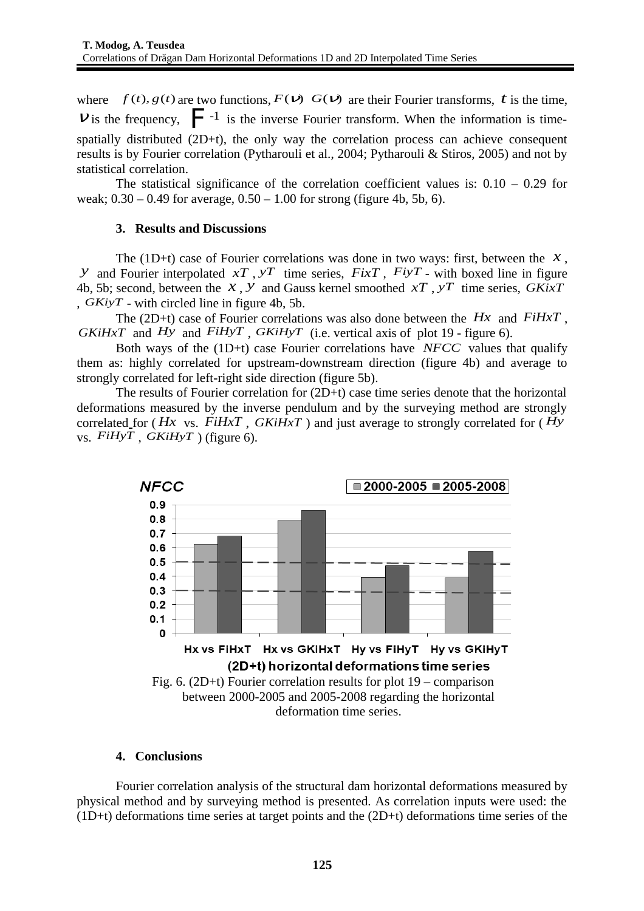where $f(t), g(t)$ are two functions, $F(\nu)$ $G(\nu)$ are their Fourier transforms, $t$ is the time, $\nu$ is the frequency, $\mathcal{F}^{-1}$ is the inverse Fourier transform. When the information is time-spatially distributed (2D+t), the only way the correlation process can achieve consequent results is by Fourier correlation (Pytharouli et al., 2004; Pytharouli & Stiros, 2005) and not by statistical correlation.

The statistical significance of the correlation coefficient values is: 0.10 – 0.29 for weak; 0.30 – 0.49 for average, 0.50 – 1.00 for strong (figure 4b, 5b, 6).

### 3. Results and Discussions

The (1D+t) case of Fourier correlations was done in two ways: first, between the $x$, $y$ and Fourier interpolated $xT$, $yT$ time series, $FixT$, $FiyT$ - with boxed line in figure 4b, 5b; second, between the $x$, $y$ and Gauss kernel smoothed $xT$, $yT$ time series, $GKixT$, $GKiyT$ - with circled line in figure 4b, 5b.

The (2D+t) case of Fourier correlations was also done between the $Hx$ and $FiHxT$, $GKiHxT$ and $Hy$ and $FiHyT$, $GKiHyT$ (i.e. vertical axis of plot 19 - figure 6).

Both ways of the (1D+t) case Fourier correlations have $NFCC$ values that qualify them as: highly correlated for upstream-downstream direction (figure 4b) and average to strongly correlated for left-right side direction (figure 5b).

The results of Fourier correlation for (2D+t) case time series denote that the horizontal deformations measured by the inverse pendulum and by the surveying method are strongly correlated for ($Hx$ vs. $FiHxT$, $GKiHxT$) and just average to strongly correlated for ($Hy$ vs. $FiHyT$, $GKiHyT$) (figure 6).

NFCC

2000-2005 2005-2008

0.9
0.8
0.7
0.6
0.5
0.4
0.3
0.2
0.1
0

Hx vs FiHxT Hx vs GKiHxT Hy vs FiHyT Hy vs GKiHyT

(2D+t) horizontal deformations time series

Fig. 6. (2D+t) Fourier correlation results for plot 19 – comparison between 2000-2005 and 2005-2008 regarding the horizontal deformation time series.

### 4. Conclusions

Fourier correlation analysis of the structural dam horizontal deformations measured by physical method and by surveying method is presented. As correlation inputs were used: the (1D+t) deformations time series at target points and the (2D+t) deformations time series of the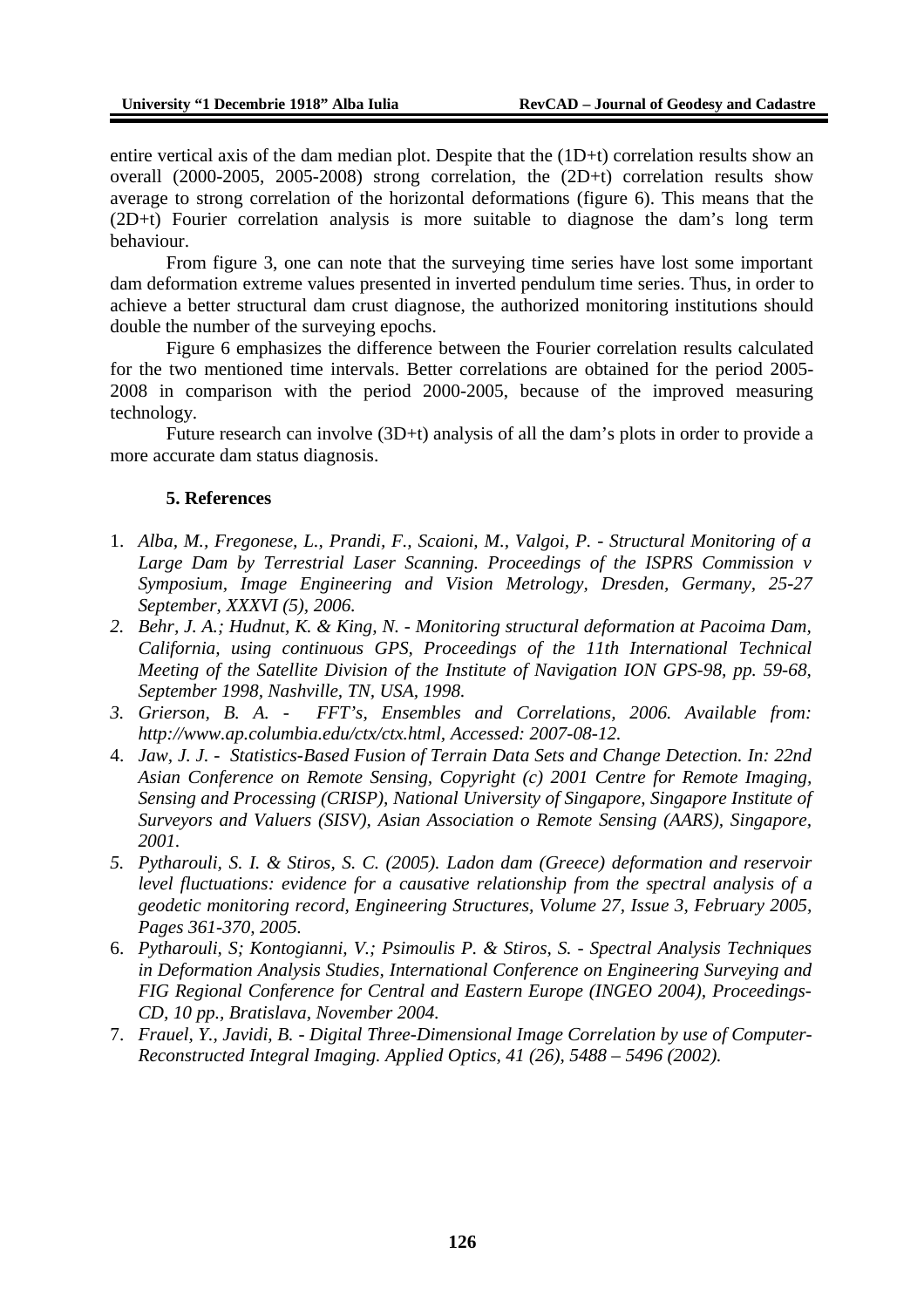entire vertical axis of the dam median plot. Despite that the (1D+t) correlation results show an overall (2000-2005, 2005-2008) strong correlation, the (2D+t) correlation results show average to strong correlation of the horizontal deformations (figure 6). This means that the (2D+t) Fourier correlation analysis is more suitable to diagnose the dam's long term behaviour.

From figure 3, one can note that the surveying time series have lost some important dam deformation extreme values presented in inverted pendulum time series. Thus, in order to achieve a better structural dam crust diagnose, the authorized monitoring institutions should double the number of the surveying epochs.

Figure 6 emphasizes the difference between the Fourier correlation results calculated for the two mentioned time intervals. Better correlations are obtained for the period 2005-2008 in comparison with the period 2000-2005, because of the improved measuring technology.

Future research can involve (3D+t) analysis of all the dam's plots in order to provide a more accurate dam status diagnosis.

## 5. References

1. *Alba, M., Fregonese, L., Prandi, F., Scaioni, M., Valgoi, P. - Structural Monitoring of a Large Dam by Terrestrial Laser Scanning. Proceedings of the ISPRS Commission v Symposium, Image Engineering and Vision Metrology, Dresden, Germany, 25-27 September, XXXVI (5), 2006.*
2. *Behr, J. A.; Hudnut, K. & King, N. - Monitoring structural deformation at Pacoima Dam, California, using continuous GPS, Proceedings of the 11th International Technical Meeting of the Satellite Division of the Institute of Navigation ION GPS-98, pp. 59-68, September 1998, Nashville, TN, USA, 1998.*
3. *Grierson, B. A. - FFT's, Ensembles and Correlations, 2006. Available from: http://www.ap.columbia.edu/ctx/ctx.html, Accessed: 2007-08-12.*
4. *Jaw, J. J. - Statistics-Based Fusion of Terrain Data Sets and Change Detection. In: 22nd Asian Conference on Remote Sensing, Copyright (c) 2001 Centre for Remote Imaging, Sensing and Processing (CRISP), National University of Singapore, Singapore Institute of Surveyors and Valuers (SISV), Asian Association o Remote Sensing (AARS), Singapore, 2001.*
5. *Pytharouli, S. I. & Stiros, S. C. (2005). Ladon dam (Greece) deformation and reservoir level fluctuations: evidence for a causative relationship from the spectral analysis of a geodetic monitoring record, Engineering Structures, Volume 27, Issue 3, February 2005, Pages 361-370, 2005.*
6. *Pytharouli, S; Kontogianni, V.; Psimoulis P. & Stiros, S. - Spectral Analysis Techniques in Deformation Analysis Studies, International Conference on Engineering Surveying and FIG Regional Conference for Central and Eastern Europe (INGEO 2004), Proceedings-CD, 10 pp., Bratislava, November 2004.*
7. *Frauel, Y., Javidi, B. - Digital Three-Dimensional Image Correlation by use of Computer-Reconstructed Integral Imaging. Applied Optics, 41 (26), 5488 – 5496 (2002).*